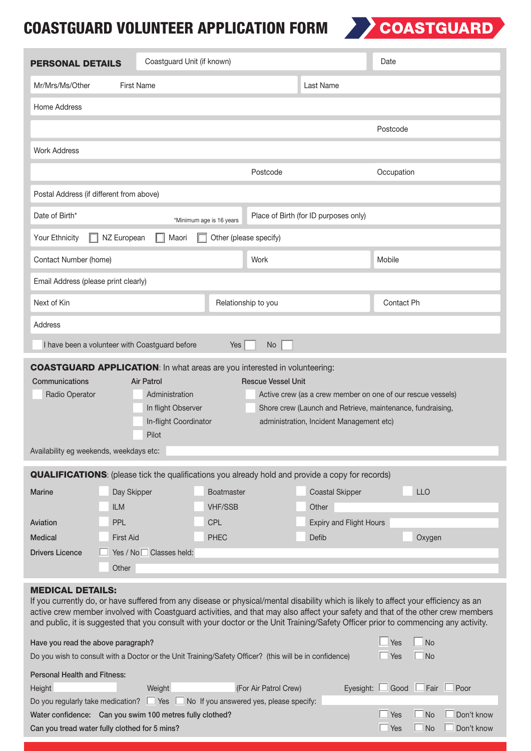# COASTGUARD VOLUNTEER APPLICATION FORM

COASTGUARD

## PERSONAL DETAILS

Coastguard Unit (if known)

Date

Mr/Mrs/Ms/Other First Name

Last Name

Home Address

Postcode

Work Address

Postcode

Occupation

Postal Address (if different from above)

Date of Birth* *Minimum age is 16 years

Place of Birth (for ID purposes only)

Your Ethnicity ☐ NZ European ☐ Maori ☐ Other (please specify)

Contact Number (home)

Work

Mobile

Email Address (please print clearly)

Next of Kin

Relationship to you

Contact Ph

Address

☐ I have been a volunteer with Coastguard before Yes ☐ No ☐

## COASTGUARD APPLICATION: In what areas are you interested in volunteering:

**Communications**

☐ Radio Operator

**Air Patrol**

☐ Administration
☐ In flight Observer
☐ In-flight Coordinator
☐ Pilot

**Rescue Vessel Unit**

☐ Active crew (as a crew member on one of our rescue vessels)
☐ Shore crew (Launch and Retrieve, maintenance, fundraising, administration, Incident Management etc)

Availability eg weekends, weekdays etc:

## QUALIFICATIONS: (please tick the qualifications you already hold and provide a copy for records)

**Marine** ☐ Day Skipper ☐ Boatmaster ☐ Coastal Skipper ☐ LLO
☐ ILM ☐ VHF/SSB ☐ Other

**Aviation** ☐ PPL ☐ CPL ☐ Expiry and Flight Hours

**Medical** ☐ First Aid ☐ PHEC ☐ Defib ☐ Oxygen

**Drivers Licence** ☐ Yes / No ☐ Classes held:

☐ Other

## MEDICAL DETAILS:

If you currently do, or have suffered from any disease or physical/mental disability which is likely to affect your efficiency as an active crew member involved with Coastguard activities, and that may also affect your safety and that of the other crew members and public, it is suggested that you consult with your doctor or the Unit Training/Safety Officer prior to commencing any activity.

Have you read the above paragraph? ☐ Yes ☐ No

Do you wish to consult with a Doctor or the Unit Training/Safety Officer? (this will be in confidence) ☐ Yes ☐ No

Personal Health and Fitness:

Height Weight (For Air Patrol Crew) Eyesight: ☐ Good ☐ Fair ☐ Poor

Do you regularly take medication? ☐ Yes ☐ No If you answered yes, please specify:

Water confidence: Can you swim 100 metres fully clothed? ☐ Yes ☐ No ☐ Don't know

Can you tread water fully clothed for 5 mins? ☐ Yes ☐ No ☐ Don't know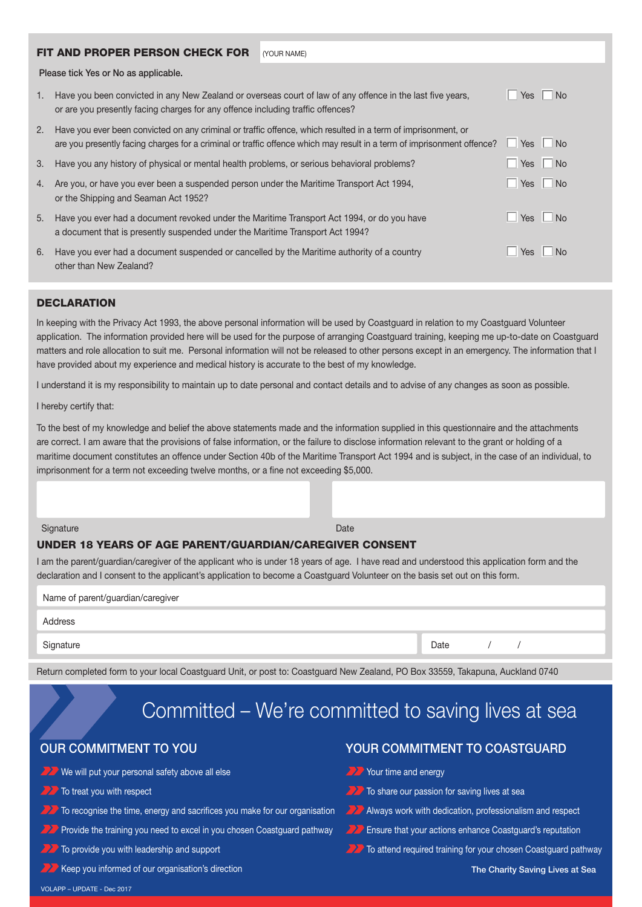## FIT AND PROPER PERSON CHECK FOR (YOUR NAME)

Please tick Yes or No as applicable.

1. Have you been convicted in any New Zealand or overseas court of law of any offence in the last five years, or are you presently facing charges for any offence including traffic offences? ☐ Yes ☐ No
2. Have you ever been convicted on any criminal or traffic offence, which resulted in a term of imprisonment, or are you presently facing charges for a criminal or traffic offence which may result in a term of imprisonment offence? ☐ Yes ☐ No
3. Have you any history of physical or mental health problems, or serious behavioral problems? ☐ Yes ☐ No
4. Are you, or have you ever been a suspended person under the Maritime Transport Act 1994, or the Shipping and Seaman Act 1952? ☐ Yes ☐ No
5. Have you ever had a document revoked under the Maritime Transport Act 1994, or do you have a document that is presently suspended under the Maritime Transport Act 1994? ☐ Yes ☐ No
6. Have you ever had a document suspended or cancelled by the Maritime authority of a country other than New Zealand? ☐ Yes ☐ No

## DECLARATION

In keeping with the Privacy Act 1993, the above personal information will be used by Coastguard in relation to my Coastguard Volunteer application. The information provided here will be used for the purpose of arranging Coastguard training, keeping me up-to-date on Coastguard matters and role allocation to suit me. Personal information will not be released to other persons except in an emergency. The information that I have provided about my experience and medical history is accurate to the best of my knowledge.

I understand it is my responsibility to maintain up to date personal and contact details and to advise of any changes as soon as possible.

I hereby certify that:

To the best of my knowledge and belief the above statements made and the information supplied in this questionnaire and the attachments are correct. I am aware that the provisions of false information, or the failure to disclose information relevant to the grant or holding of a maritime document constitutes an offence under Section 40b of the Maritime Transport Act 1994 and is subject, in the case of an individual, to imprisonment for a term not exceeding twelve months, or a fine not exceeding $5,000.

Signature

Date

## UNDER 18 YEARS OF AGE PARENT/GUARDIAN/CAREGIVER CONSENT

I am the parent/guardian/caregiver of the applicant who is under 18 years of age. I have read and understood this application form and the declaration and I consent to the applicant's application to become a Coastguard Volunteer on the basis set out on this form.

Name of parent/guardian/caregiver

Address

Signature

Date / /

Return completed form to your local Coastguard Unit, or post to: Coastguard New Zealand, PO Box 33559, Takapuna, Auckland 0740

# Committed – We're committed to saving lives at sea

## OUR COMMITMENT TO YOU

- We will put your personal safety above all else
- To treat you with respect
- To recognise the time, energy and sacrifices you make for our organisation
- Provide the training you need to excel in you chosen Coastguard pathway
- To provide you with leadership and support
- Keep you informed of our organisation's direction

## YOUR COMMITMENT TO COASTGUARD

- Your time and energy
- To share our passion for saving lives at sea
- Always work with dedication, professionalism and respect
- Ensure that your actions enhance Coastguard's reputation
- To attend required training for your chosen Coastguard pathway

**The Charity Saving Lives at Sea**

VOLAPP – UPDATE - Dec 2017